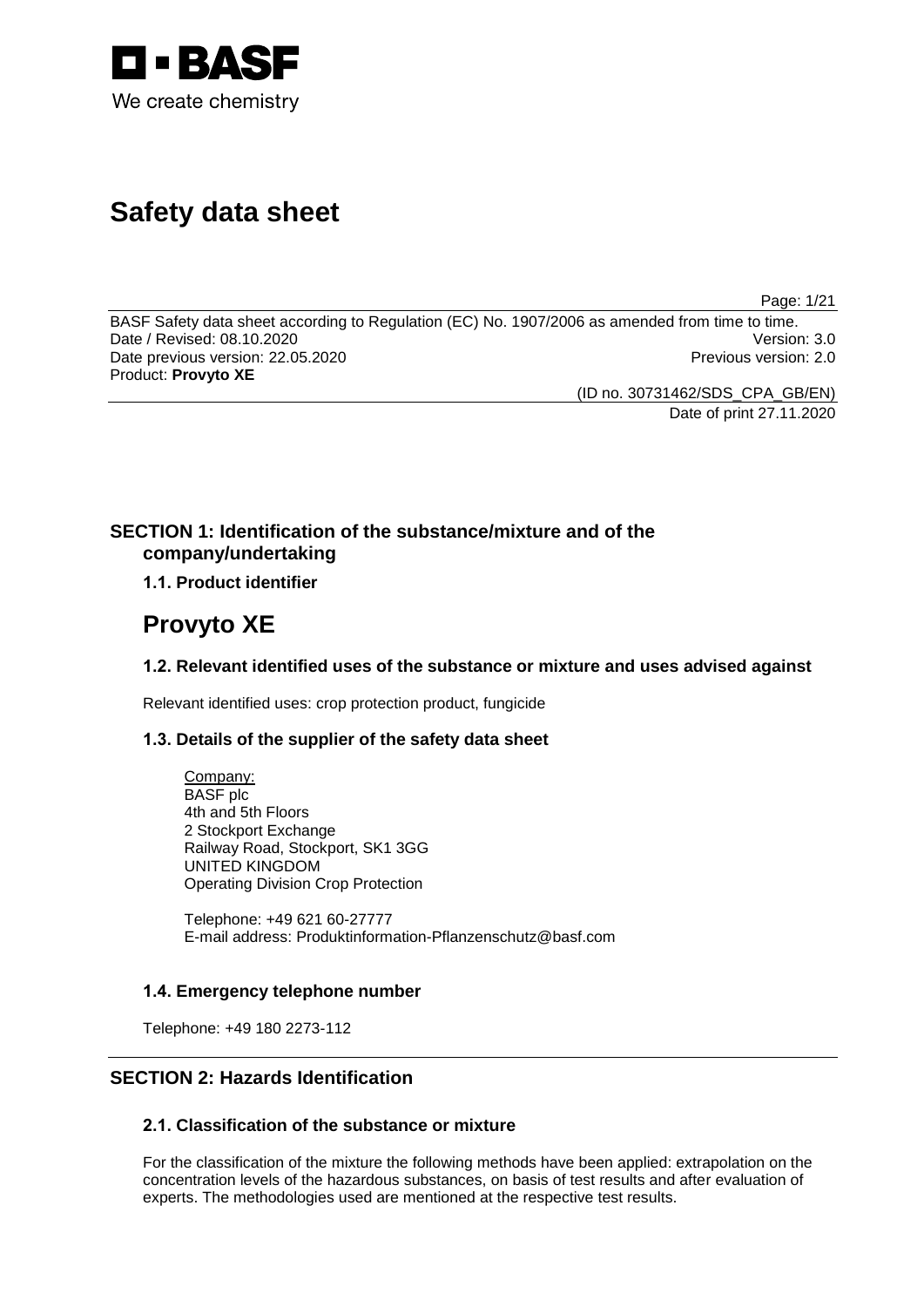BASF

We create chemistry

# Safety data sheet

BASF Safety data sheet according to Regulation (EC) No. 1907/2006 as amended from time to time.
Date / Revised: 08.10.2020 Version: 3.0
Date previous version: 22.05.2020 Previous version: 2.0
Product: **Provyto XE**

(ID no. 30731462/SDS_CPA_GB/EN)
Date of print 27.11.2020

## SECTION 1: Identification of the substance/mixture and of the company/undertaking

### 1.1. Product identifier

# Provyto XE

### 1.2. Relevant identified uses of the substance or mixture and uses advised against

Relevant identified uses: crop protection product, fungicide

### 1.3. Details of the supplier of the safety data sheet

Company:
BASF plc
4th and 5th Floors
2 Stockport Exchange
Railway Road, Stockport, SK1 3GG
UNITED KINGDOM
Operating Division Crop Protection

Telephone: +49 621 60-27777
E-mail address: Produktinformation-Pflanzenschutz@basf.com

### 1.4. Emergency telephone number

Telephone: +49 180 2273-112

## SECTION 2: Hazards Identification

### 2.1. Classification of the substance or mixture

For the classification of the mixture the following methods have been applied: extrapolation on the concentration levels of the hazardous substances, on basis of test results and after evaluation of experts. The methodologies used are mentioned at the respective test results.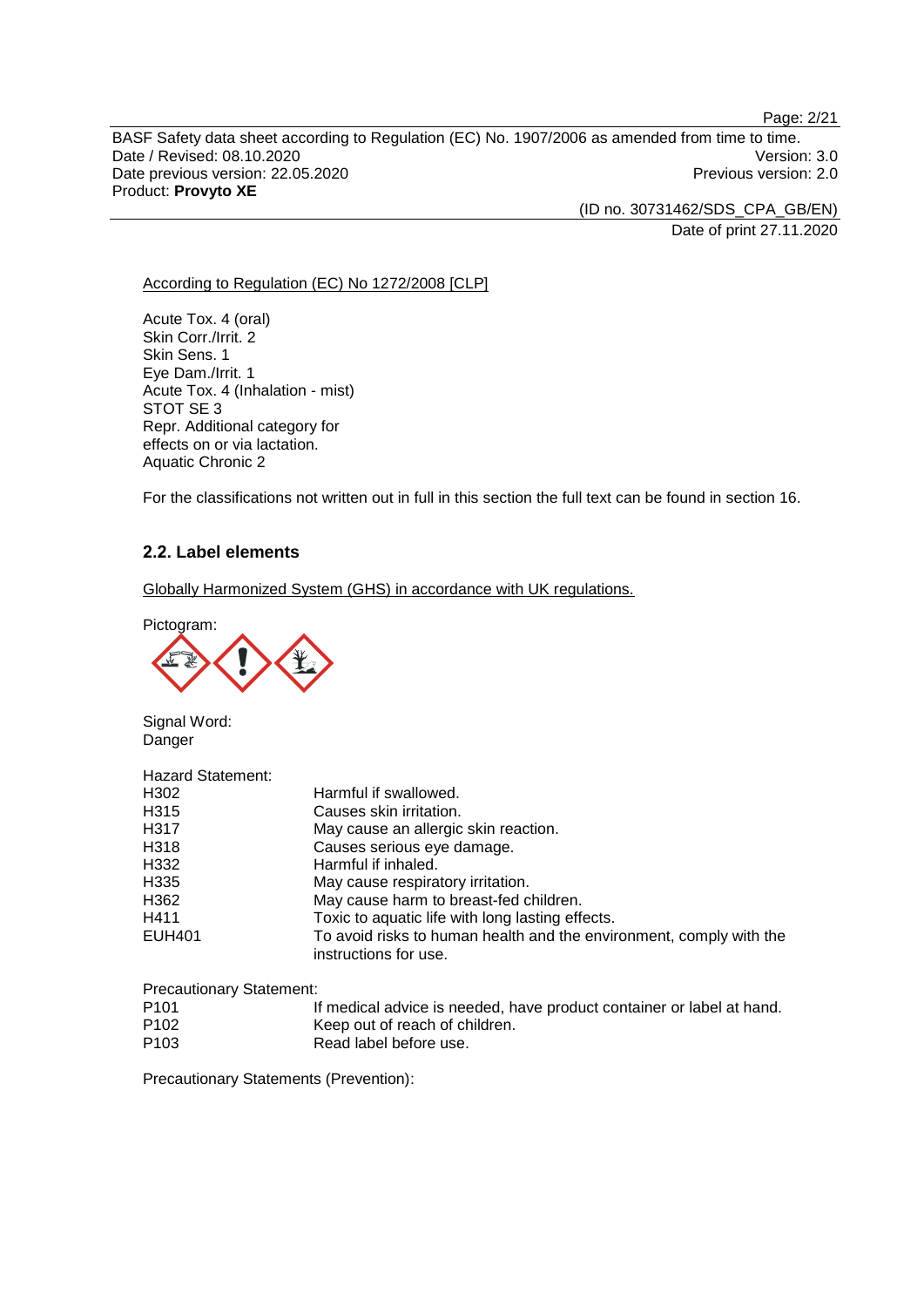According to Regulation (EC) No 1272/2008 [CLP]

Acute Tox. 4 (oral)
Skin Corr./Irrit. 2
Skin Sens. 1
Eye Dam./Irrit. 1
Acute Tox. 4 (Inhalation - mist)
STOT SE 3
Repr. Additional category for effects on or via lactation.
Aquatic Chronic 2

For the classifications not written out in full in this section the full text can be found in section 16.

### 2.2. Label elements

Globally Harmonized System (GHS) in accordance with UK regulations.

Pictogram:

Signal Word:
Danger

Hazard Statement:

| | |
|---|---|
| H302 | Harmful if swallowed. |
| H315 | Causes skin irritation. |
| H317 | May cause an allergic skin reaction. |
| H318 | Causes serious eye damage. |
| H332 | Harmful if inhaled. |
| H335 | May cause respiratory irritation. |
| H362 | May cause harm to breast-fed children. |
| H411 | Toxic to aquatic life with long lasting effects. |
| EUH401 | To avoid risks to human health and the environment, comply with the instructions for use. |

Precautionary Statement:

| | |
|---|---|
| P101 | If medical advice is needed, have product container or label at hand. |
| P102 | Keep out of reach of children. |
| P103 | Read label before use. |

Precautionary Statements (Prevention):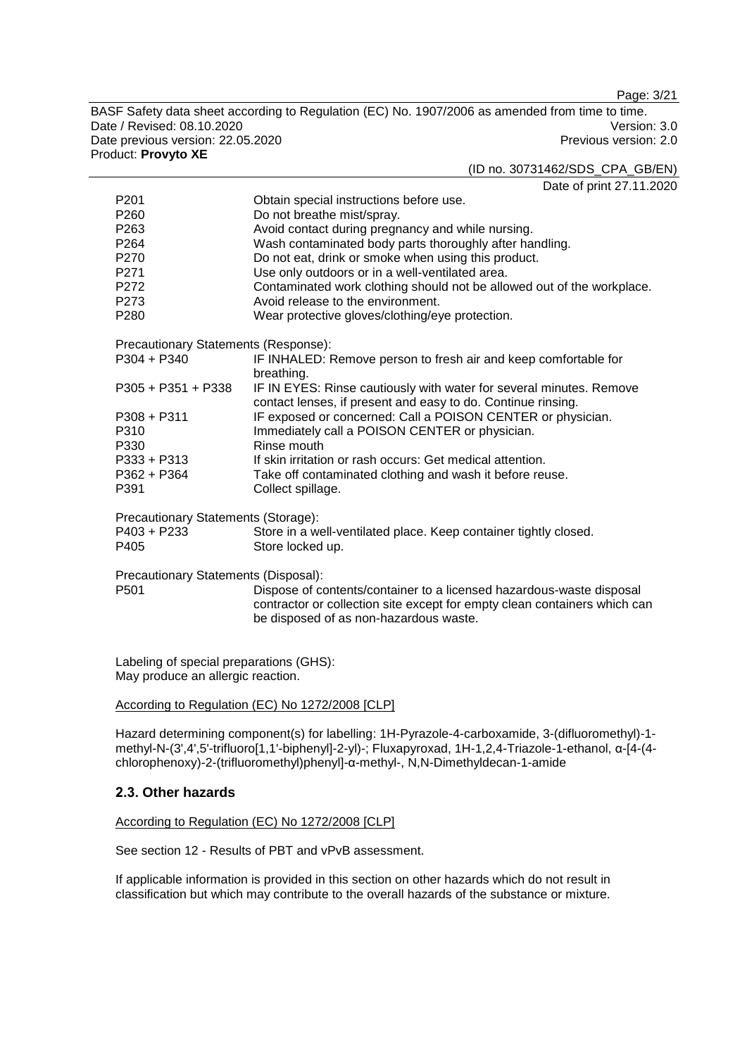| | |
|---|---|
| P201 | Obtain special instructions before use. |
| P260 | Do not breathe mist/spray. |
| P263 | Avoid contact during pregnancy and while nursing. |
| P264 | Wash contaminated body parts thoroughly after handling. |
| P270 | Do not eat, drink or smoke when using this product. |
| P271 | Use only outdoors or in a well-ventilated area. |
| P272 | Contaminated work clothing should not be allowed out of the workplace. |
| P273 | Avoid release to the environment. |
| P280 | Wear protective gloves/clothing/eye protection. |

Precautionary Statements (Response):

| | |
|---|---|
| P304 + P340 | IF INHALED: Remove person to fresh air and keep comfortable for breathing. |
| P305 + P351 + P338 | IF IN EYES: Rinse cautiously with water for several minutes. Remove contact lenses, if present and easy to do. Continue rinsing. |
| P308 + P311 | IF exposed or concerned: Call a POISON CENTER or physician. |
| P310 | Immediately call a POISON CENTER or physician. |
| P330 | Rinse mouth |
| P333 + P313 | If skin irritation or rash occurs: Get medical attention. |
| P362 + P364 | Take off contaminated clothing and wash it before reuse. |
| P391 | Collect spillage. |

Precautionary Statements (Storage):

| | |
|---|---|
| P403 + P233 | Store in a well-ventilated place. Keep container tightly closed. |
| P405 | Store locked up. |

Precautionary Statements (Disposal):

| | |
|---|---|
| P501 | Dispose of contents/container to a licensed hazardous-waste disposal contractor or collection site except for empty clean containers which can be disposed of as non-hazardous waste. |

Labeling of special preparations (GHS):
May produce an allergic reaction.

According to Regulation (EC) No 1272/2008 [CLP]

Hazard determining component(s) for labelling: 1H-Pyrazole-4-carboxamide, 3-(difluoromethyl)-1-methyl-N-(3',4',5'-trifluoro[1,1'-biphenyl]-2-yl)-; Fluxapyroxad, 1H-1,2,4-Triazole-1-ethanol, α-[4-(4-chlorophenoxy)-2-(trifluoromethyl)phenyl]-α-methyl-, N,N-Dimethyldecan-1-amide

## 2.3. Other hazards

According to Regulation (EC) No 1272/2008 [CLP]

See section 12 - Results of PBT and vPvB assessment.

If applicable information is provided in this section on other hazards which do not result in classification but which may contribute to the overall hazards of the substance or mixture.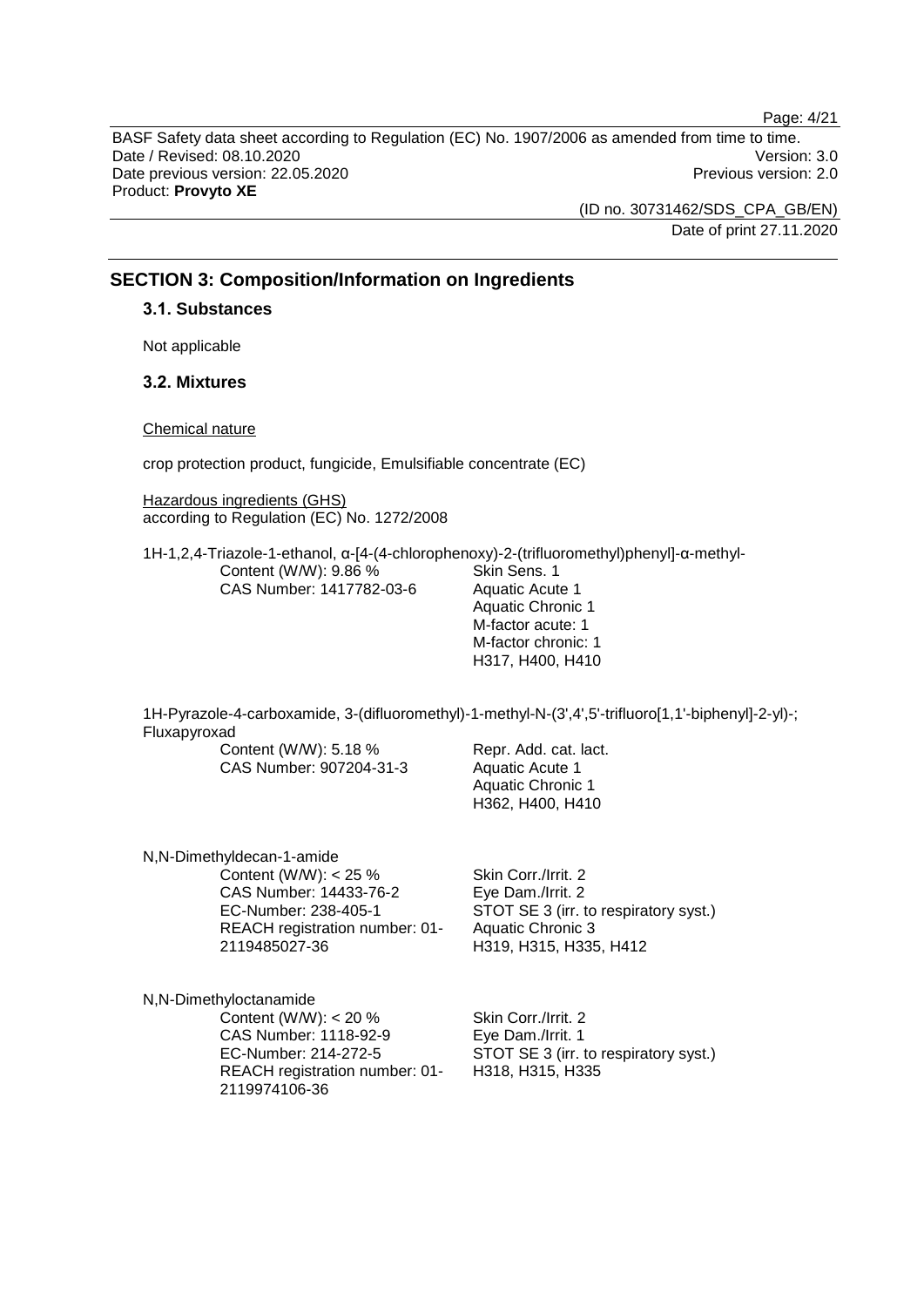## SECTION 3: Composition/Information on Ingredients

### 3.1. Substances

Not applicable

### 3.2. Mixtures

Chemical nature

crop protection product, fungicide, Emulsifiable concentrate (EC)

Hazardous ingredients (GHS)
according to Regulation (EC) No. 1272/2008

1H-1,2,4-Triazole-1-ethanol, α-[4-(4-chlorophenoxy)-2-(trifluoromethyl)phenyl]-α-methyl-

| | |
|---|---|
| Content (W/W): 9.86 %<br>CAS Number: 1417782-03-6 | Skin Sens. 1<br>Aquatic Acute 1<br>Aquatic Chronic 1<br>M-factor acute: 1<br>M-factor chronic: 1<br>H317, H400, H410 |

1H-Pyrazole-4-carboxamide, 3-(difluoromethyl)-1-methyl-N-(3',4',5'-trifluoro[1,1'-biphenyl]-2-yl)-; Fluxapyroxad

| | |
|---|---|
| Content (W/W): 5.18 %<br>CAS Number: 907204-31-3 | Repr. Add. cat. lact.<br>Aquatic Acute 1<br>Aquatic Chronic 1<br>H362, H400, H410 |

N,N-Dimethyldecan-1-amide

| | |
|---|---|
| Content (W/W): < 25 %<br>CAS Number: 14433-76-2<br>EC-Number: 238-405-1<br>REACH registration number: 01-2119485027-36 | Skin Corr./Irrit. 2<br>Eye Dam./Irrit. 2<br>STOT SE 3 (irr. to respiratory syst.)<br>Aquatic Chronic 3<br>H319, H315, H335, H412 |

N,N-Dimethyloctanamide

| | |
|---|---|
| Content (W/W): < 20 %<br>CAS Number: 1118-92-9<br>EC-Number: 214-272-5<br>REACH registration number: 01-2119974106-36 | Skin Corr./Irrit. 2<br>Eye Dam./Irrit. 1<br>STOT SE 3 (irr. to respiratory syst.)<br>H318, H315, H335 |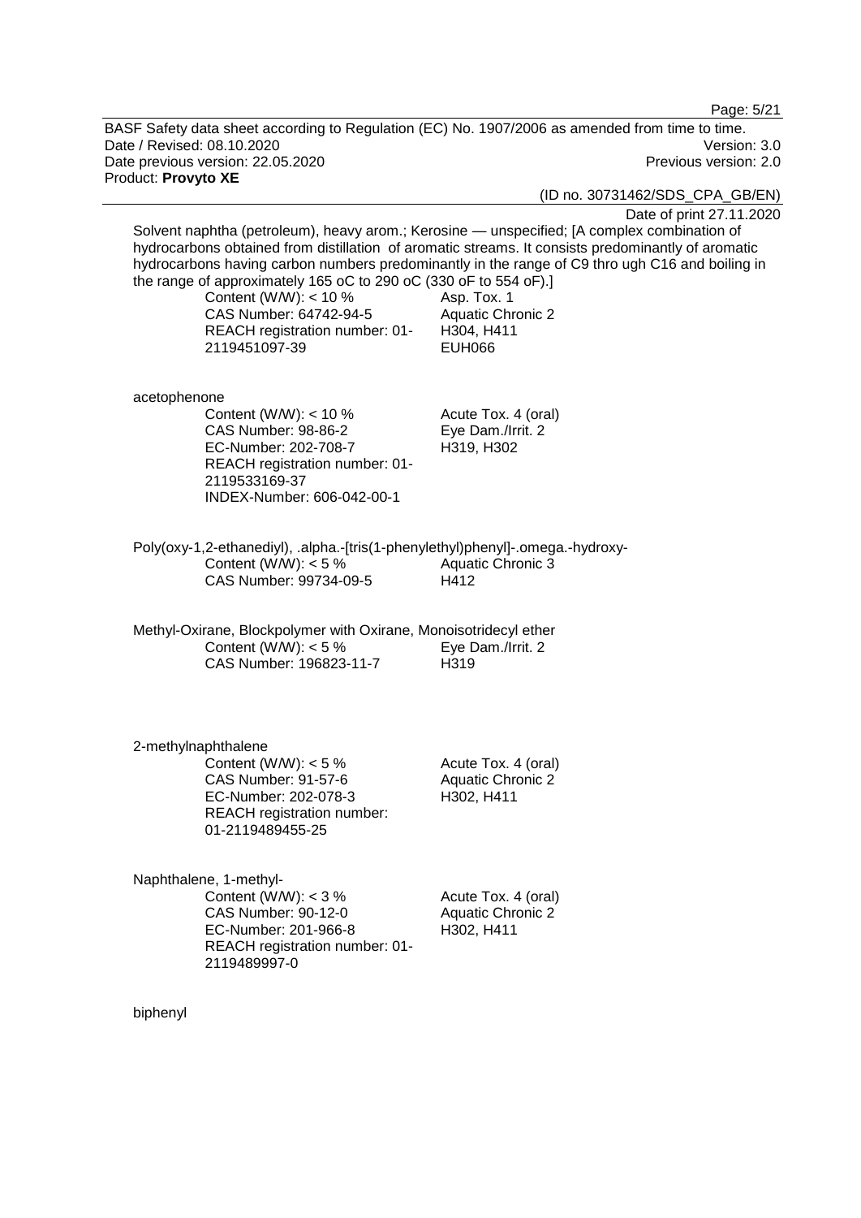Solvent naphtha (petroleum), heavy arom.; Kerosine — unspecified; [A complex combination of hydrocarbons obtained from distillation of aromatic streams. It consists predominantly of aromatic hydrocarbons having carbon numbers predominantly in the range of C9 thro ugh C16 and boiling in the range of approximately 165 oC to 290 oC (330 oF to 554 oF).]

| | |
|---|---|
| Content (W/W): < 10 %<br>CAS Number: 64742-94-5<br>REACH registration number: 01-2119451097-39 | Asp. Tox. 1<br>Aquatic Chronic 2<br>H304, H411<br>EUH066 |

acetophenone

| | |
|---|---|
| Content (W/W): < 10 %<br>CAS Number: 98-86-2<br>EC-Number: 202-708-7<br>REACH registration number: 01-2119533169-37<br>INDEX-Number: 606-042-00-1 | Acute Tox. 4 (oral)<br>Eye Dam./Irrit. 2<br>H319, H302 |

Poly(oxy-1,2-ethanediyl), .alpha.-[tris(1-phenylethyl)phenyl]-.omega.-hydroxy-

| | |
|---|---|
| Content (W/W): < 5 %<br>CAS Number: 99734-09-5 | Aquatic Chronic 3<br>H412 |

Methyl-Oxirane, Blockpolymer with Oxirane, Monoisotridecyl ether

| | |
|---|---|
| Content (W/W): < 5 %<br>CAS Number: 196823-11-7 | Eye Dam./Irrit. 2<br>H319 |

2-methylnaphthalene

| | |
|---|---|
| Content (W/W): < 5 %<br>CAS Number: 91-57-6<br>EC-Number: 202-078-3<br>REACH registration number: 01-2119489455-25 | Acute Tox. 4 (oral)<br>Aquatic Chronic 2<br>H302, H411 |

Naphthalene, 1-methyl-

| | |
|---|---|
| Content (W/W): < 3 %<br>CAS Number: 90-12-0<br>EC-Number: 201-966-8<br>REACH registration number: 01-2119489997-0 | Acute Tox. 4 (oral)<br>Aquatic Chronic 2<br>H302, H411 |

biphenyl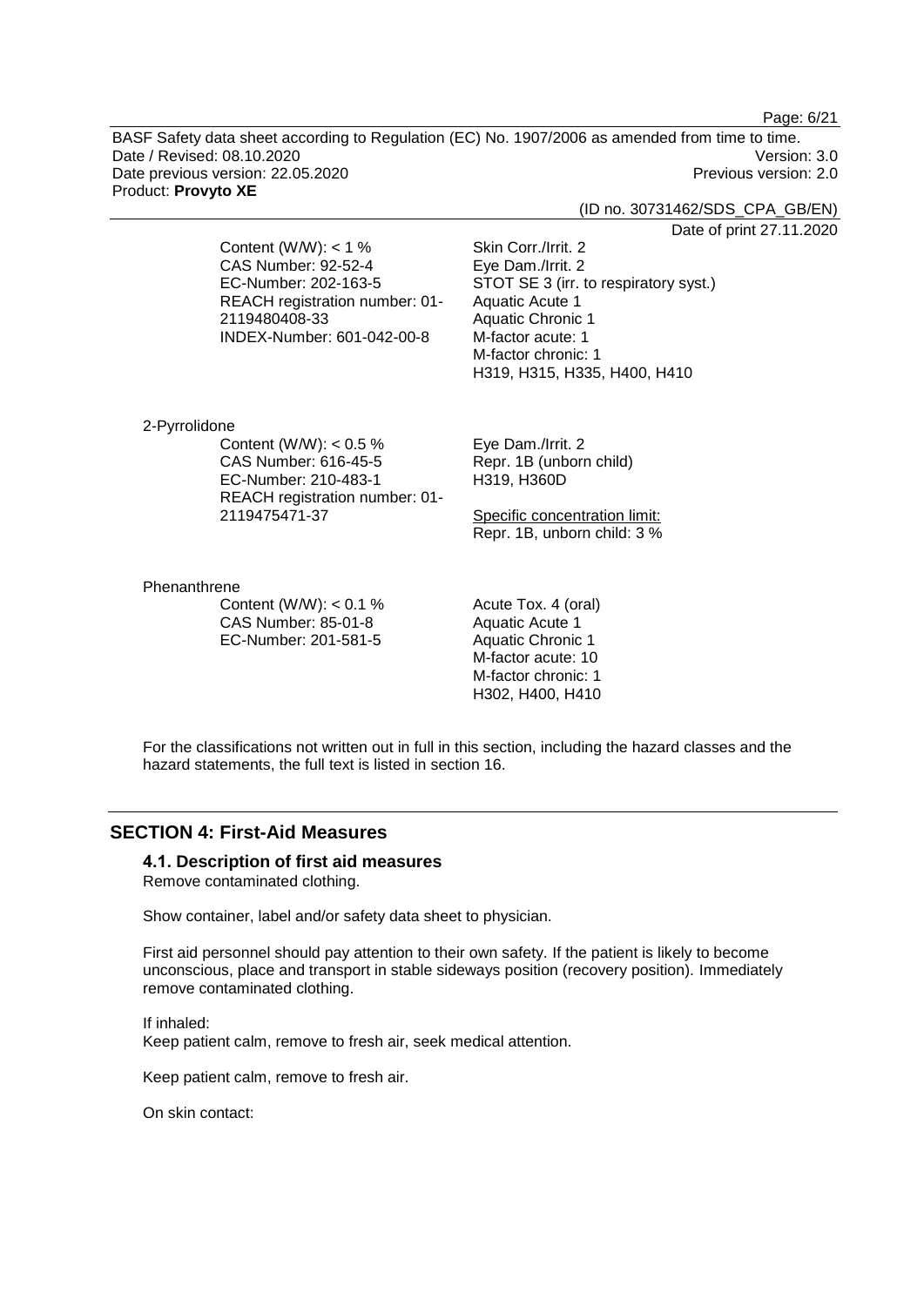Content (W/W): < 1 %
CAS Number: 92-52-4
EC-Number: 202-163-5
REACH registration number: 01-2119480408-33
INDEX-Number: 601-042-00-8

Skin Corr./Irrit. 2
Eye Dam./Irrit. 2
STOT SE 3 (irr. to respiratory syst.)
Aquatic Acute 1
Aquatic Chronic 1
M-factor acute: 1
M-factor chronic: 1
H319, H315, H335, H400, H410

2-Pyrrolidone

Content (W/W): < 0.5 %
CAS Number: 616-45-5
EC-Number: 210-483-1
REACH registration number: 01-2119475471-37

Eye Dam./Irrit. 2
Repr. 1B (unborn child)
H319, H360D

Specific concentration limit:
Repr. 1B, unborn child: 3 %

Phenanthrene

Content (W/W): < 0.1 %
CAS Number: 85-01-8
EC-Number: 201-581-5

Acute Tox. 4 (oral)
Aquatic Acute 1
Aquatic Chronic 1
M-factor acute: 10
M-factor chronic: 1
H302, H400, H410

For the classifications not written out in full in this section, including the hazard classes and the hazard statements, the full text is listed in section 16.

## SECTION 4: First-Aid Measures

### 4.1. Description of first aid measures

Remove contaminated clothing.

Show container, label and/or safety data sheet to physician.

First aid personnel should pay attention to their own safety. If the patient is likely to become unconscious, place and transport in stable sideways position (recovery position). Immediately remove contaminated clothing.

If inhaled:
Keep patient calm, remove to fresh air, seek medical attention.

Keep patient calm, remove to fresh air.

On skin contact: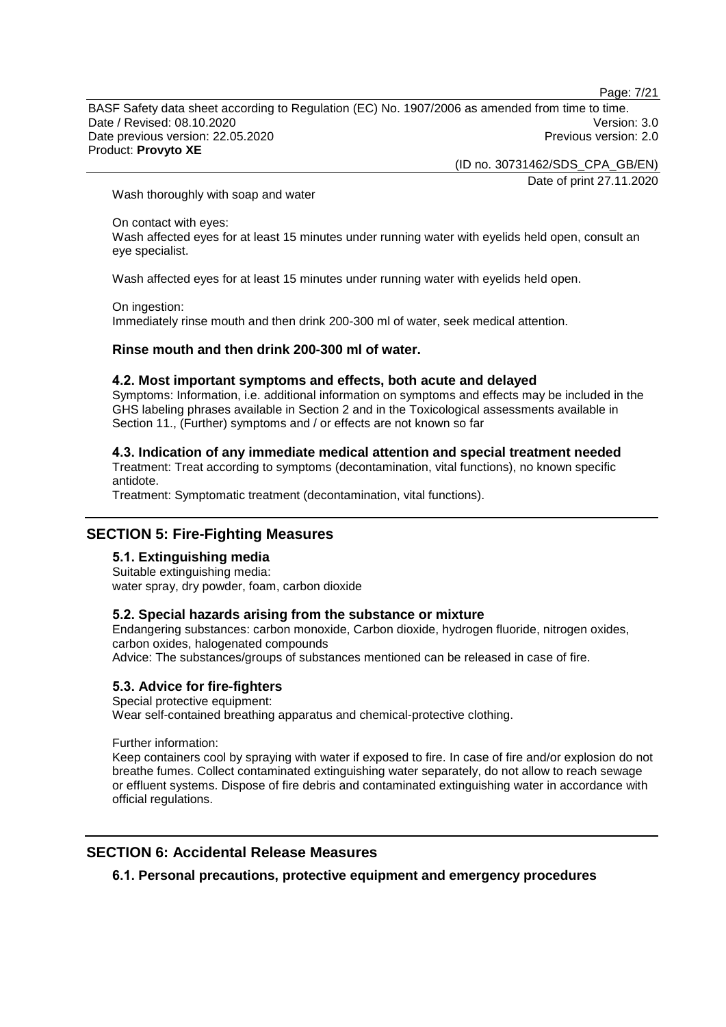Wash thoroughly with soap and water

On contact with eyes:
Wash affected eyes for at least 15 minutes under running water with eyelids held open, consult an eye specialist.

Wash affected eyes for at least 15 minutes under running water with eyelids held open.

On ingestion:
Immediately rinse mouth and then drink 200-300 ml of water, seek medical attention.

**Rinse mouth and then drink 200-300 ml of water.**

### 4.2. Most important symptoms and effects, both acute and delayed

Symptoms: Information, i.e. additional information on symptoms and effects may be included in the GHS labeling phrases available in Section 2 and in the Toxicological assessments available in Section 11., (Further) symptoms and / or effects are not known so far

### 4.3. Indication of any immediate medical attention and special treatment needed

Treatment: Treat according to symptoms (decontamination, vital functions), no known specific antidote.
Treatment: Symptomatic treatment (decontamination, vital functions).

## SECTION 5: Fire-Fighting Measures

### 5.1. Extinguishing media

Suitable extinguishing media:
water spray, dry powder, foam, carbon dioxide

### 5.2. Special hazards arising from the substance or mixture

Endangering substances: carbon monoxide, Carbon dioxide, hydrogen fluoride, nitrogen oxides, carbon oxides, halogenated compounds
Advice: The substances/groups of substances mentioned can be released in case of fire.

### 5.3. Advice for fire-fighters

Special protective equipment:
Wear self-contained breathing apparatus and chemical-protective clothing.

Further information:
Keep containers cool by spraying with water if exposed to fire. In case of fire and/or explosion do not breathe fumes. Collect contaminated extinguishing water separately, do not allow to reach sewage or effluent systems. Dispose of fire debris and contaminated extinguishing water in accordance with official regulations.

## SECTION 6: Accidental Release Measures

### 6.1. Personal precautions, protective equipment and emergency procedures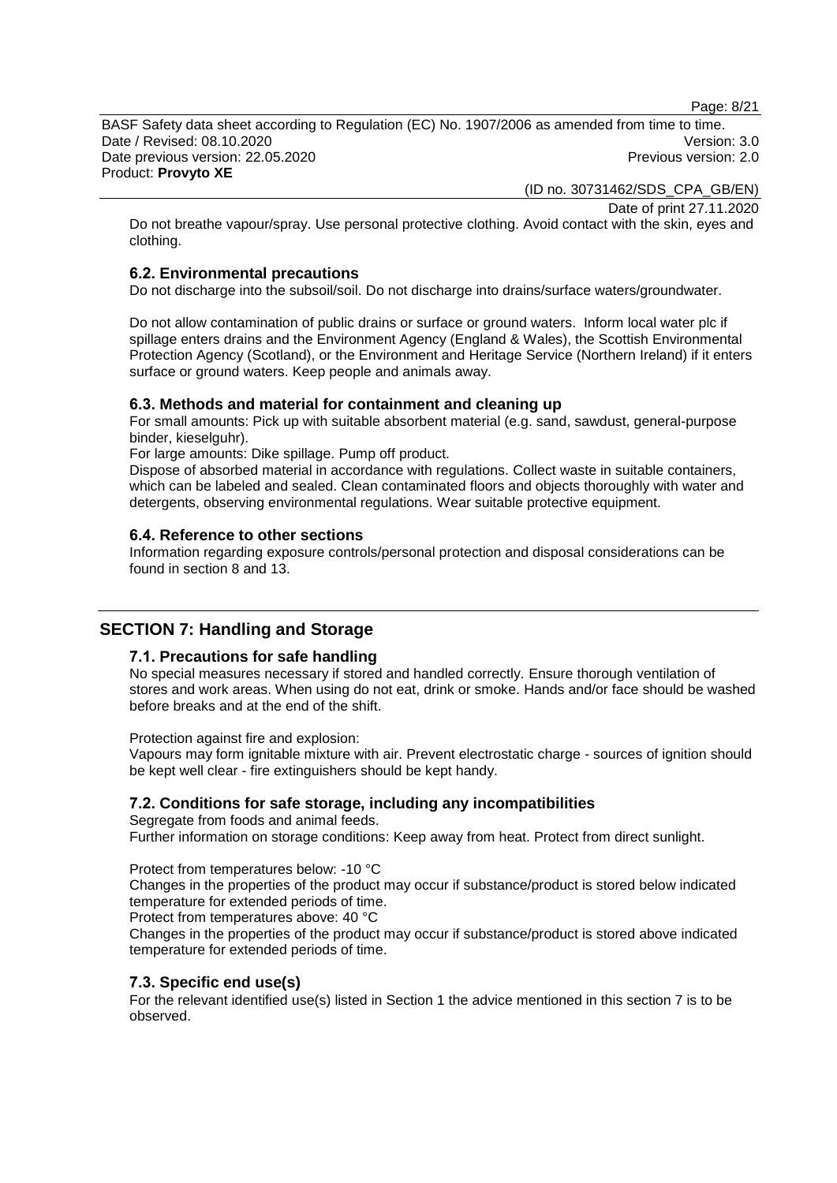Do not breathe vapour/spray. Use personal protective clothing. Avoid contact with the skin, eyes and clothing.

### 6.2. Environmental precautions

Do not discharge into the subsoil/soil. Do not discharge into drains/surface waters/groundwater.

Do not allow contamination of public drains or surface or ground waters. Inform local water plc if spillage enters drains and the Environment Agency (England & Wales), the Scottish Environmental Protection Agency (Scotland), or the Environment and Heritage Service (Northern Ireland) if it enters surface or ground waters. Keep people and animals away.

### 6.3. Methods and material for containment and cleaning up

For small amounts: Pick up with suitable absorbent material (e.g. sand, sawdust, general-purpose binder, kieselguhr).

For large amounts: Dike spillage. Pump off product.

Dispose of absorbed material in accordance with regulations. Collect waste in suitable containers, which can be labeled and sealed. Clean contaminated floors and objects thoroughly with water and detergents, observing environmental regulations. Wear suitable protective equipment.

### 6.4. Reference to other sections

Information regarding exposure controls/personal protection and disposal considerations can be found in section 8 and 13.

## SECTION 7: Handling and Storage

### 7.1. Precautions for safe handling

No special measures necessary if stored and handled correctly. Ensure thorough ventilation of stores and work areas. When using do not eat, drink or smoke. Hands and/or face should be washed before breaks and at the end of the shift.

Protection against fire and explosion:

Vapours may form ignitable mixture with air. Prevent electrostatic charge - sources of ignition should be kept well clear - fire extinguishers should be kept handy.

### 7.2. Conditions for safe storage, including any incompatibilities

Segregate from foods and animal feeds.

Further information on storage conditions: Keep away from heat. Protect from direct sunlight.

Protect from temperatures below: -10 °C

Changes in the properties of the product may occur if substance/product is stored below indicated temperature for extended periods of time.

Protect from temperatures above: 40 °C

Changes in the properties of the product may occur if substance/product is stored above indicated temperature for extended periods of time.

### 7.3. Specific end use(s)

For the relevant identified use(s) listed in Section 1 the advice mentioned in this section 7 is to be observed.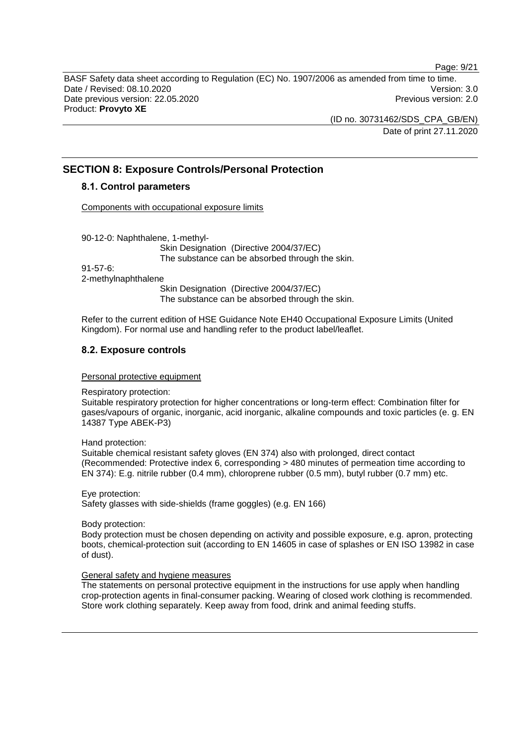## SECTION 8: Exposure Controls/Personal Protection

### 8.1. Control parameters

Components with occupational exposure limits

90-12-0: Naphthalene, 1-methyl-

Skin Designation (Directive 2004/37/EC)
The substance can be absorbed through the skin.

91-57-6:
2-methylnaphthalene

Skin Designation (Directive 2004/37/EC)
The substance can be absorbed through the skin.

Refer to the current edition of HSE Guidance Note EH40 Occupational Exposure Limits (United Kingdom). For normal use and handling refer to the product label/leaflet.

### 8.2. Exposure controls

Personal protective equipment

Respiratory protection:
Suitable respiratory protection for higher concentrations or long-term effect: Combination filter for gases/vapours of organic, inorganic, acid inorganic, alkaline compounds and toxic particles (e. g. EN 14387 Type ABEK-P3)

Hand protection:
Suitable chemical resistant safety gloves (EN 374) also with prolonged, direct contact (Recommended: Protective index 6, corresponding > 480 minutes of permeation time according to EN 374): E.g. nitrile rubber (0.4 mm), chloroprene rubber (0.5 mm), butyl rubber (0.7 mm) etc.

Eye protection:
Safety glasses with side-shields (frame goggles) (e.g. EN 166)

Body protection:
Body protection must be chosen depending on activity and possible exposure, e.g. apron, protecting boots, chemical-protection suit (according to EN 14605 in case of splashes or EN ISO 13982 in case of dust).

General safety and hygiene measures
The statements on personal protective equipment in the instructions for use apply when handling crop-protection agents in final-consumer packing. Wearing of closed work clothing is recommended. Store work clothing separately. Keep away from food, drink and animal feeding stuffs.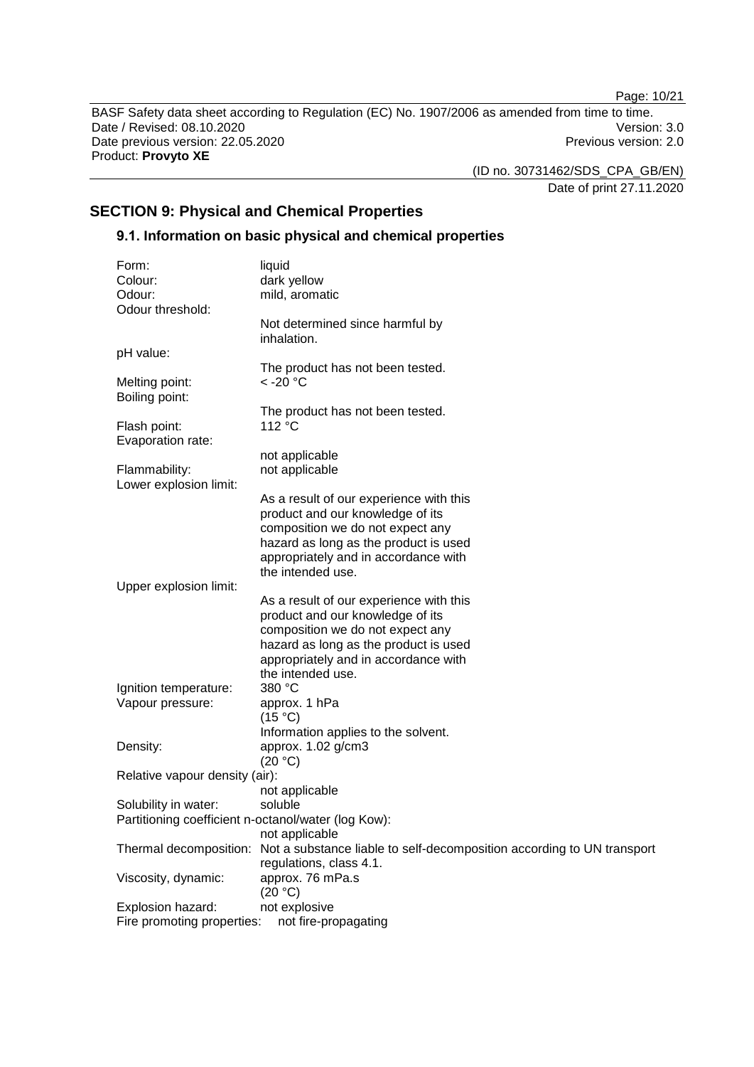## SECTION 9: Physical and Chemical Properties

### 9.1. Information on basic physical and chemical properties

Form: liquid

Colour: dark yellow

Odour: mild, aromatic

Odour threshold:
Not determined since harmful by inhalation.

pH value:
The product has not been tested.

Melting point: < -20 °C

Boiling point:
The product has not been tested.

Flash point: 112 °C

Evaporation rate:
not applicable

Flammability: not applicable

Lower explosion limit:
As a result of our experience with this product and our knowledge of its composition we do not expect any hazard as long as the product is used appropriately and in accordance with the intended use.

Upper explosion limit:
As a result of our experience with this product and our knowledge of its composition we do not expect any hazard as long as the product is used appropriately and in accordance with the intended use.

Ignition temperature: 380 °C

Vapour pressure: approx. 1 hPa
(15 °C)
Information applies to the solvent.

Density: approx. 1.02 g/cm3
(20 °C)

Relative vapour density (air):
not applicable

Solubility in water: soluble

Partitioning coefficient n-octanol/water (log Kow):
not applicable

Thermal decomposition: Not a substance liable to self-decomposition according to UN transport regulations, class 4.1.

Viscosity, dynamic: approx. 76 mPa.s
(20 °C)

Explosion hazard: not explosive

Fire promoting properties: not fire-propagating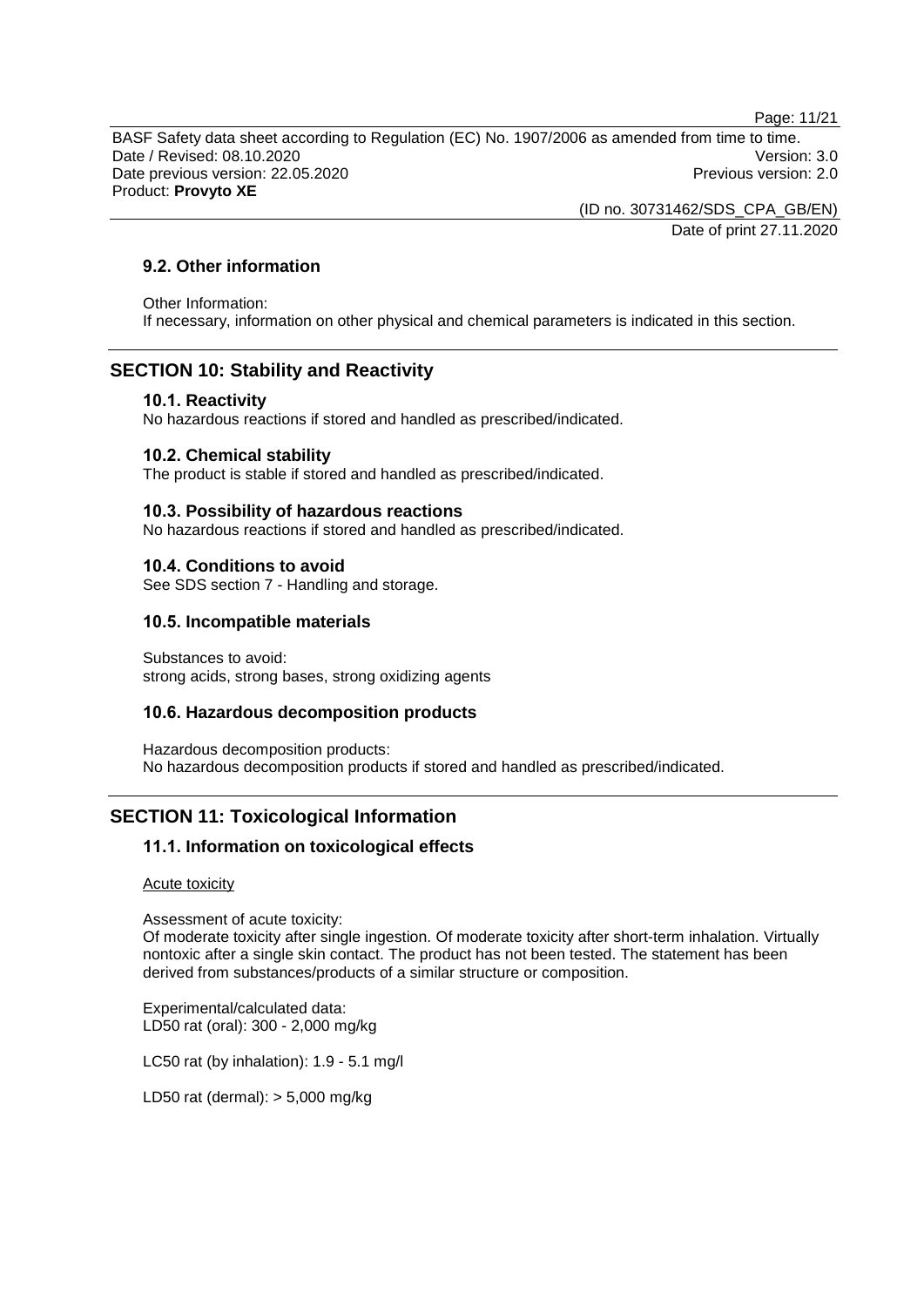### 9.2. Other information

Other Information:
If necessary, information on other physical and chemical parameters is indicated in this section.

## SECTION 10: Stability and Reactivity

### 10.1. Reactivity

No hazardous reactions if stored and handled as prescribed/indicated.

### 10.2. Chemical stability

The product is stable if stored and handled as prescribed/indicated.

### 10.3. Possibility of hazardous reactions

No hazardous reactions if stored and handled as prescribed/indicated.

### 10.4. Conditions to avoid

See SDS section 7 - Handling and storage.

### 10.5. Incompatible materials

Substances to avoid:
strong acids, strong bases, strong oxidizing agents

### 10.6. Hazardous decomposition products

Hazardous decomposition products:
No hazardous decomposition products if stored and handled as prescribed/indicated.

## SECTION 11: Toxicological Information

### 11.1. Information on toxicological effects

Acute toxicity

Assessment of acute toxicity:
Of moderate toxicity after single ingestion. Of moderate toxicity after short-term inhalation. Virtually nontoxic after a single skin contact. The product has not been tested. The statement has been derived from substances/products of a similar structure or composition.

Experimental/calculated data:
LD50 rat (oral): 300 - 2,000 mg/kg

LC50 rat (by inhalation): 1.9 - 5.1 mg/l

LD50 rat (dermal): > 5,000 mg/kg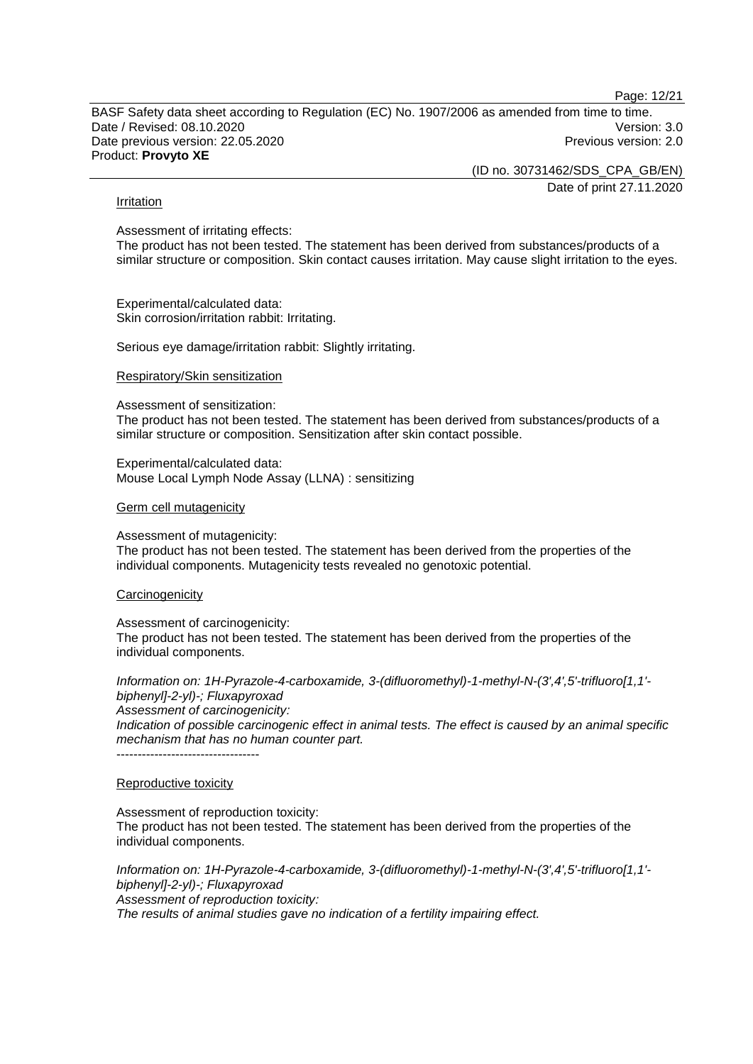#### Irritation

Assessment of irritating effects:
The product has not been tested. The statement has been derived from substances/products of a similar structure or composition. Skin contact causes irritation. May cause slight irritation to the eyes.

Experimental/calculated data:
Skin corrosion/irritation rabbit: Irritating.

Serious eye damage/irritation rabbit: Slightly irritating.

#### Respiratory/Skin sensitization

Assessment of sensitization:
The product has not been tested. The statement has been derived from substances/products of a similar structure or composition. Sensitization after skin contact possible.

Experimental/calculated data:
Mouse Local Lymph Node Assay (LLNA) : sensitizing

#### Germ cell mutagenicity

Assessment of mutagenicity:
The product has not been tested. The statement has been derived from the properties of the individual components. Mutagenicity tests revealed no genotoxic potential.

#### Carcinogenicity

Assessment of carcinogenicity:
The product has not been tested. The statement has been derived from the properties of the individual components.

*Information on: 1H-Pyrazole-4-carboxamide, 3-(difluoromethyl)-1-methyl-N-(3',4',5'-trifluoro[1,1'-biphenyl]-2-yl)-; Fluxapyroxad*
*Assessment of carcinogenicity:*
*Indication of possible carcinogenic effect in animal tests. The effect is caused by an animal specific mechanism that has no human counter part.*

----------------------------------

#### Reproductive toxicity

Assessment of reproduction toxicity:
The product has not been tested. The statement has been derived from the properties of the individual components.

*Information on: 1H-Pyrazole-4-carboxamide, 3-(difluoromethyl)-1-methyl-N-(3',4',5'-trifluoro[1,1'-biphenyl]-2-yl)-; Fluxapyroxad*
*Assessment of reproduction toxicity:*
*The results of animal studies gave no indication of a fertility impairing effect.*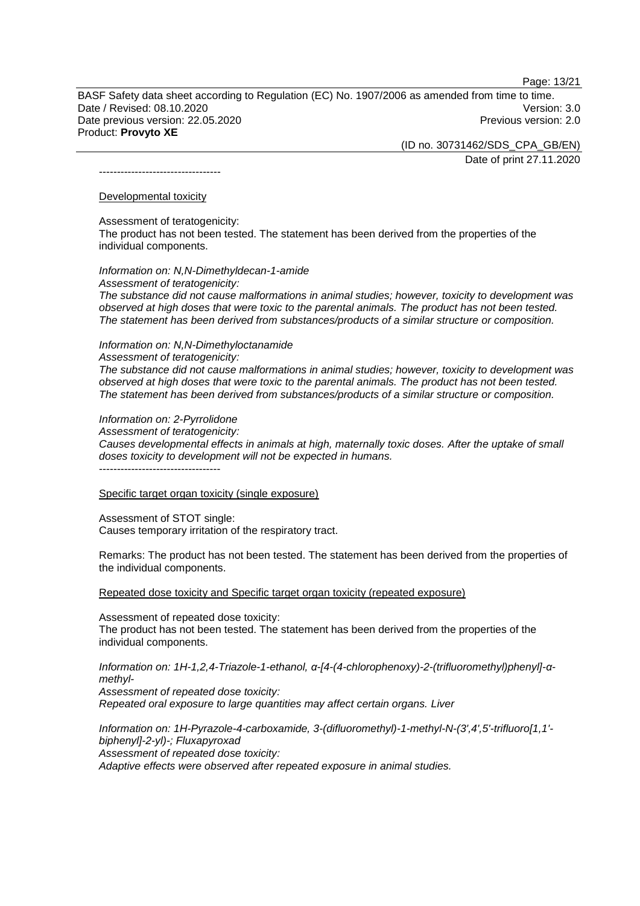----------------------------------

Developmental toxicity

Assessment of teratogenicity:
The product has not been tested. The statement has been derived from the properties of the individual components.

*Information on: N,N-Dimethyldecan-1-amide*
*Assessment of teratogenicity:*
*The substance did not cause malformations in animal studies; however, toxicity to development was observed at high doses that were toxic to the parental animals. The product has not been tested. The statement has been derived from substances/products of a similar structure or composition.*

*Information on: N,N-Dimethyloctanamide*
*Assessment of teratogenicity:*
*The substance did not cause malformations in animal studies; however, toxicity to development was observed at high doses that were toxic to the parental animals. The product has not been tested. The statement has been derived from substances/products of a similar structure or composition.*

*Information on: 2-Pyrrolidone*
*Assessment of teratogenicity:*
*Causes developmental effects in animals at high, maternally toxic doses. After the uptake of small doses toxicity to development will not be expected in humans.*
----------------------------------

Specific target organ toxicity (single exposure)

Assessment of STOT single:
Causes temporary irritation of the respiratory tract.

Remarks: The product has not been tested. The statement has been derived from the properties of the individual components.

Repeated dose toxicity and Specific target organ toxicity (repeated exposure)

Assessment of repeated dose toxicity:
The product has not been tested. The statement has been derived from the properties of the individual components.

*Information on: 1H-1,2,4-Triazole-1-ethanol, α-[4-(4-chlorophenoxy)-2-(trifluoromethyl)phenyl]-α-methyl-*
*Assessment of repeated dose toxicity:*
*Repeated oral exposure to large quantities may affect certain organs. Liver*

*Information on: 1H-Pyrazole-4-carboxamide, 3-(difluoromethyl)-1-methyl-N-(3',4',5'-trifluoro[1,1'-biphenyl]-2-yl)-; Fluxapyroxad*
*Assessment of repeated dose toxicity:*
*Adaptive effects were observed after repeated exposure in animal studies.*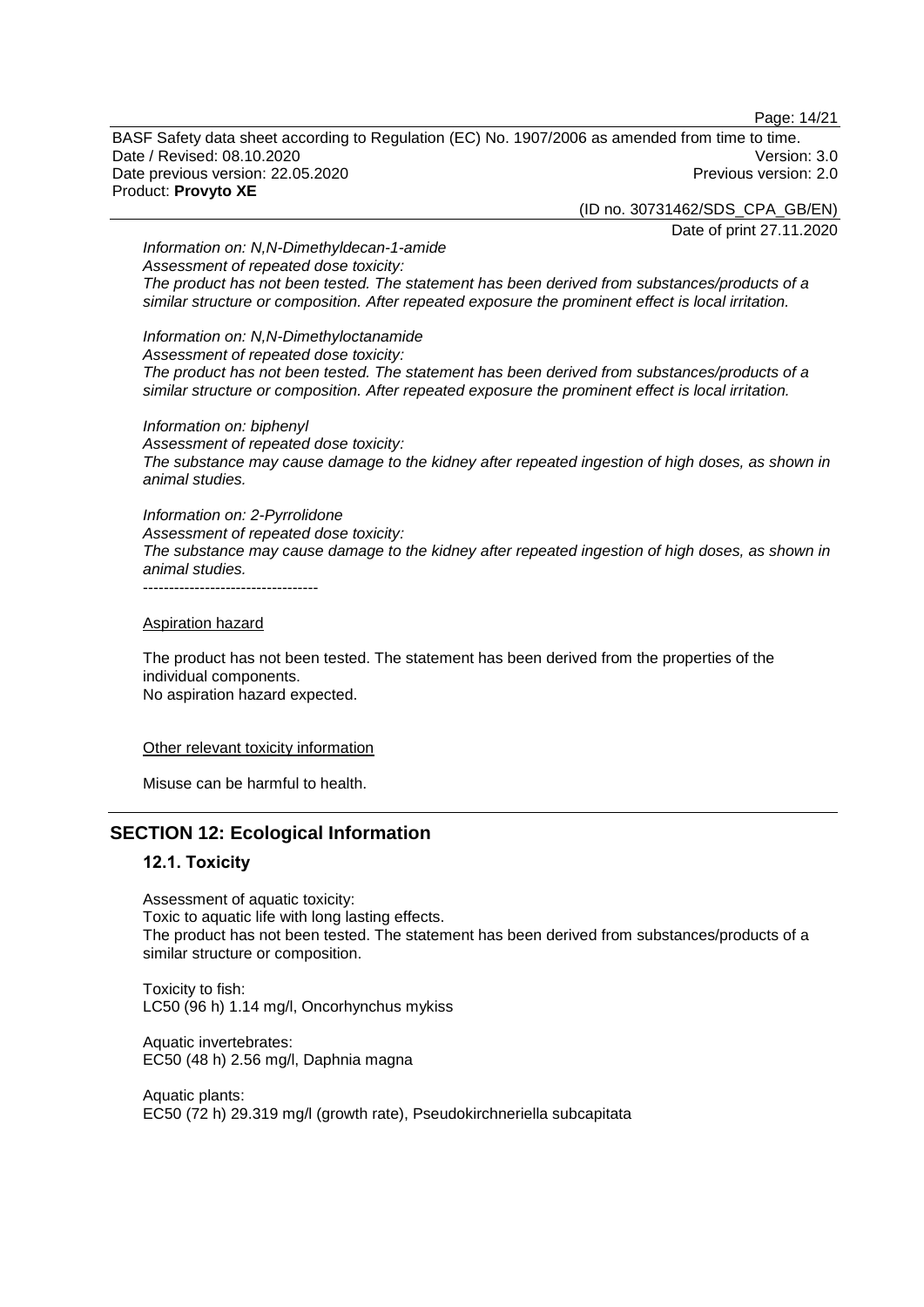*Information on: N,N-Dimethyldecan-1-amide*
*Assessment of repeated dose toxicity:*
*The product has not been tested. The statement has been derived from substances/products of a similar structure or composition. After repeated exposure the prominent effect is local irritation.*

*Information on: N,N-Dimethyloctanamide*
*Assessment of repeated dose toxicity:*
*The product has not been tested. The statement has been derived from substances/products of a similar structure or composition. After repeated exposure the prominent effect is local irritation.*

*Information on: biphenyl*
*Assessment of repeated dose toxicity:*
*The substance may cause damage to the kidney after repeated ingestion of high doses, as shown in animal studies.*

*Information on: 2-Pyrrolidone*
*Assessment of repeated dose toxicity:*
*The substance may cause damage to the kidney after repeated ingestion of high doses, as shown in animal studies.*
----------------------------------

Aspiration hazard

The product has not been tested. The statement has been derived from the properties of the individual components.
No aspiration hazard expected.

Other relevant toxicity information

Misuse can be harmful to health.

## SECTION 12: Ecological Information

### 12.1. Toxicity

Assessment of aquatic toxicity:
Toxic to aquatic life with long lasting effects.
The product has not been tested. The statement has been derived from substances/products of a similar structure or composition.

Toxicity to fish:
LC50 (96 h) 1.14 mg/l, Oncorhynchus mykiss

Aquatic invertebrates:
EC50 (48 h) 2.56 mg/l, Daphnia magna

Aquatic plants:
EC50 (72 h) 29.319 mg/l (growth rate), Pseudokirchneriella subcapitata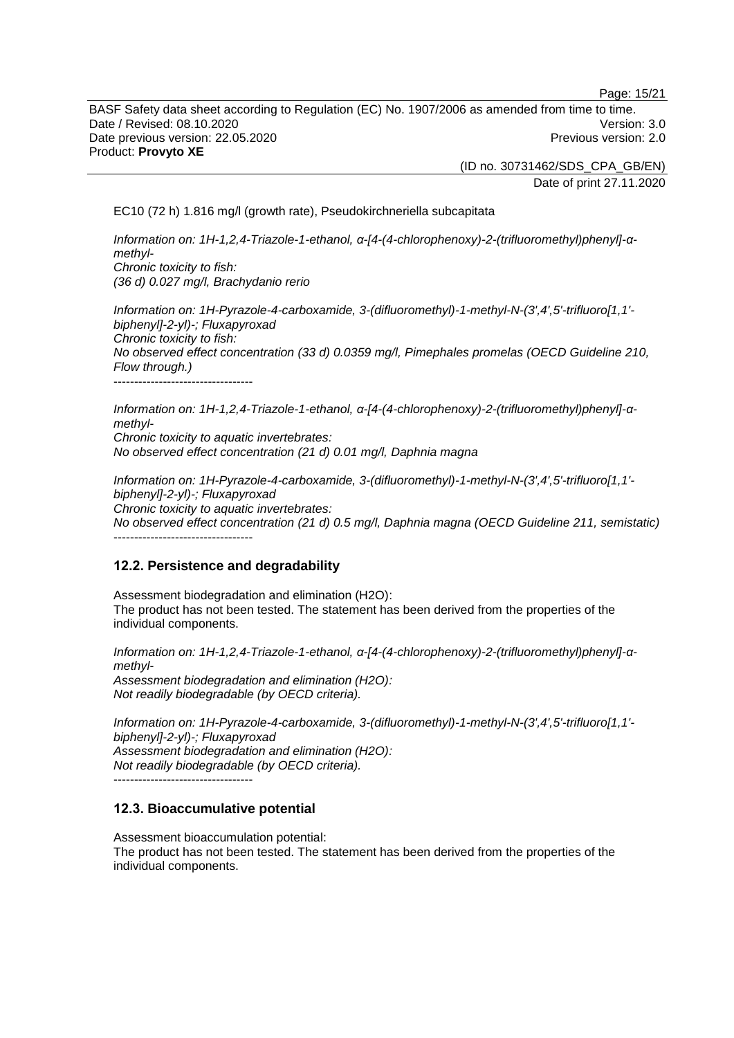EC10 (72 h) 1.816 mg/l (growth rate), Pseudokirchneriella subcapitata

*Information on: 1H-1,2,4-Triazole-1-ethanol, α-[4-(4-chlorophenoxy)-2-(trifluoromethyl)phenyl]-α-methyl-*
*Chronic toxicity to fish:*
*(36 d) 0.027 mg/l, Brachydanio rerio*

*Information on: 1H-Pyrazole-4-carboxamide, 3-(difluoromethyl)-1-methyl-N-(3',4',5'-trifluoro[1,1'-biphenyl]-2-yl)-; Fluxapyroxad*
*Chronic toxicity to fish:*
*No observed effect concentration (33 d) 0.0359 mg/l, Pimephales promelas (OECD Guideline 210, Flow through.)*
----------------------------------

*Information on: 1H-1,2,4-Triazole-1-ethanol, α-[4-(4-chlorophenoxy)-2-(trifluoromethyl)phenyl]-α-methyl-*
*Chronic toxicity to aquatic invertebrates:*
*No observed effect concentration (21 d) 0.01 mg/l, Daphnia magna*

*Information on: 1H-Pyrazole-4-carboxamide, 3-(difluoromethyl)-1-methyl-N-(3',4',5'-trifluoro[1,1'-biphenyl]-2-yl)-; Fluxapyroxad*
*Chronic toxicity to aquatic invertebrates:*
*No observed effect concentration (21 d) 0.5 mg/l, Daphnia magna (OECD Guideline 211, semistatic)*
----------------------------------

## 12.2. Persistence and degradability

Assessment biodegradation and elimination ($H_2O$):
The product has not been tested. The statement has been derived from the properties of the individual components.

*Information on: 1H-1,2,4-Triazole-1-ethanol, α-[4-(4-chlorophenoxy)-2-(trifluoromethyl)phenyl]-α-methyl-*
*Assessment biodegradation and elimination ($H_2O$):*
*Not readily biodegradable (by OECD criteria).*

*Information on: 1H-Pyrazole-4-carboxamide, 3-(difluoromethyl)-1-methyl-N-(3',4',5'-trifluoro[1,1'-biphenyl]-2-yl)-; Fluxapyroxad*
*Assessment biodegradation and elimination ($H_2O$):*
*Not readily biodegradable (by OECD criteria).*
----------------------------------

## 12.3. Bioaccumulative potential

Assessment bioaccumulation potential:
The product has not been tested. The statement has been derived from the properties of the individual components.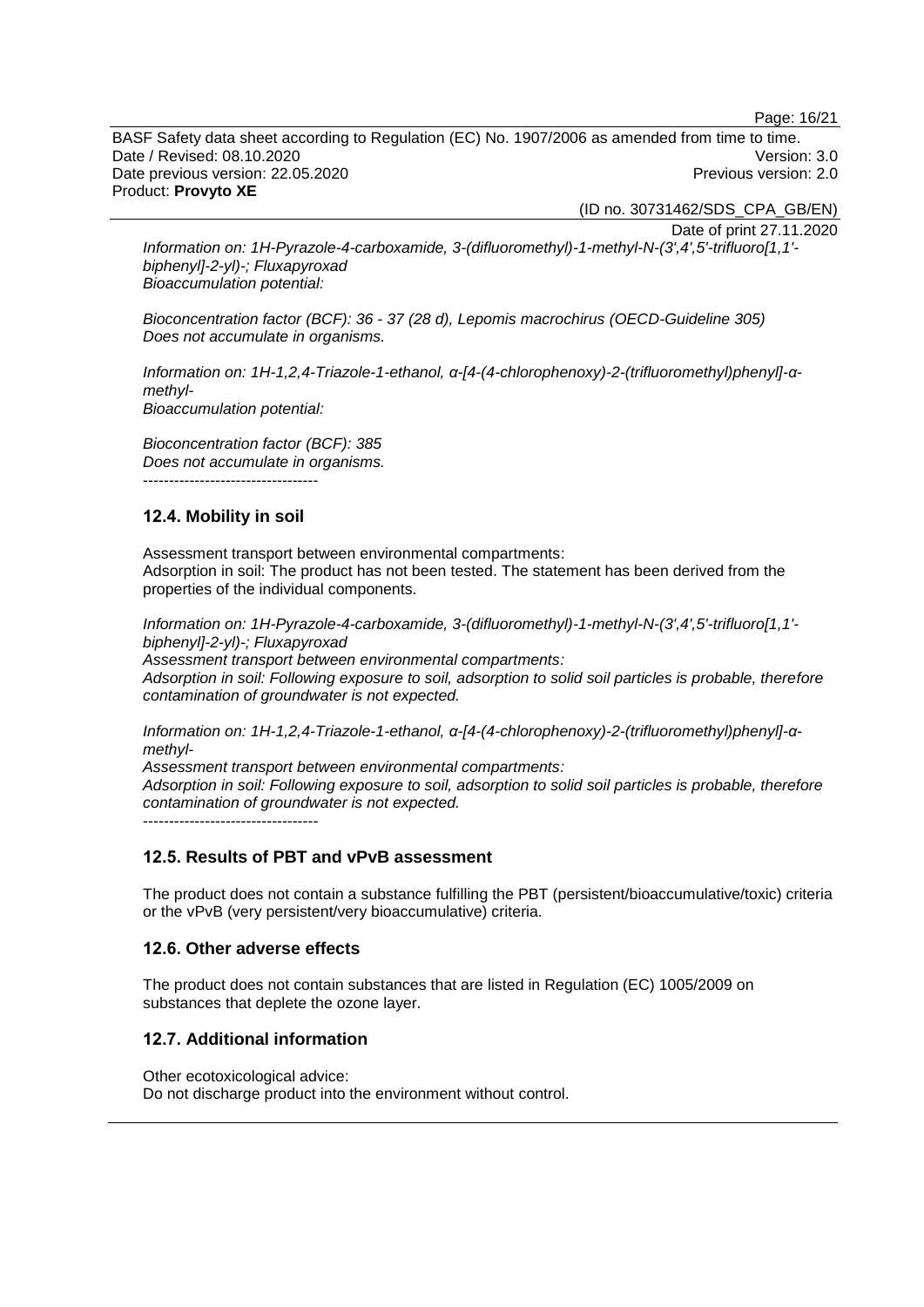*Information on: 1H-Pyrazole-4-carboxamide, 3-(difluoromethyl)-1-methyl-N-(3',4',5'-trifluoro[1,1'-biphenyl]-2-yl)-; Fluxapyroxad*
*Bioaccumulation potential:*

*Bioconcentration factor (BCF): 36 - 37 (28 d), Lepomis macrochirus (OECD-Guideline 305)*
*Does not accumulate in organisms.*

*Information on: 1H-1,2,4-Triazole-1-ethanol, α-[4-(4-chlorophenoxy)-2-(trifluoromethyl)phenyl]-α-methyl-*
*Bioaccumulation potential:*

*Bioconcentration factor (BCF): 385*
*Does not accumulate in organisms.*

----------------------------------

## 12.4. Mobility in soil

Assessment transport between environmental compartments:
Adsorption in soil: The product has not been tested. The statement has been derived from the properties of the individual components.

*Information on: 1H-Pyrazole-4-carboxamide, 3-(difluoromethyl)-1-methyl-N-(3',4',5'-trifluoro[1,1'-biphenyl]-2-yl)-; Fluxapyroxad*
*Assessment transport between environmental compartments:*
*Adsorption in soil: Following exposure to soil, adsorption to solid soil particles is probable, therefore contamination of groundwater is not expected.*

*Information on: 1H-1,2,4-Triazole-1-ethanol, α-[4-(4-chlorophenoxy)-2-(trifluoromethyl)phenyl]-α-methyl-*
*Assessment transport between environmental compartments:*
*Adsorption in soil: Following exposure to soil, adsorption to solid soil particles is probable, therefore contamination of groundwater is not expected.*

----------------------------------

## 12.5. Results of PBT and vPvB assessment

The product does not contain a substance fulfilling the PBT (persistent/bioaccumulative/toxic) criteria or the vPvB (very persistent/very bioaccumulative) criteria.

## 12.6. Other adverse effects

The product does not contain substances that are listed in Regulation (EC) 1005/2009 on substances that deplete the ozone layer.

## 12.7. Additional information

Other ecotoxicological advice:
Do not discharge product into the environment without control.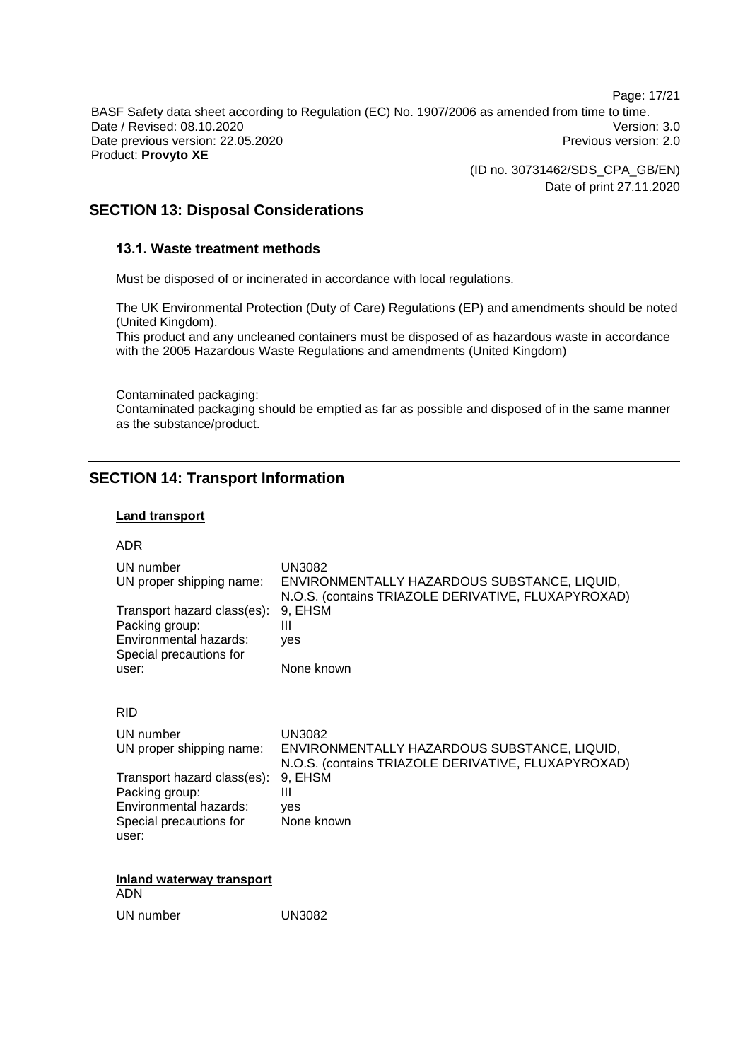## SECTION 13: Disposal Considerations

### 13.1. Waste treatment methods

Must be disposed of or incinerated in accordance with local regulations.

The UK Environmental Protection (Duty of Care) Regulations (EP) and amendments should be noted (United Kingdom).
This product and any uncleaned containers must be disposed of as hazardous waste in accordance with the 2005 Hazardous Waste Regulations and amendments (United Kingdom)

Contaminated packaging:
Contaminated packaging should be emptied as far as possible and disposed of in the same manner as the substance/product.

## SECTION 14: Transport Information

**Land transport**

ADR

| | |
|---|---|
| UN number | UN3082 |
| UN proper shipping name: | ENVIRONMENTALLY HAZARDOUS SUBSTANCE, LIQUID, N.O.S. (contains TRIAZOLE DERIVATIVE, FLUXAPYROXAD) |
| Transport hazard class(es): | 9, EHSM |
| Packing group: | III |
| Environmental hazards: | yes |
| Special precautions for user: | None known |

RID

| | |
|---|---|
| UN number | UN3082 |
| UN proper shipping name: | ENVIRONMENTALLY HAZARDOUS SUBSTANCE, LIQUID, N.O.S. (contains TRIAZOLE DERIVATIVE, FLUXAPYROXAD) |
| Transport hazard class(es): | 9, EHSM |
| Packing group: | III |
| Environmental hazards: | yes |
| Special precautions for user: | None known |

**Inland waterway transport**

ADN

| | |
|---|---|
| UN number | UN3082 |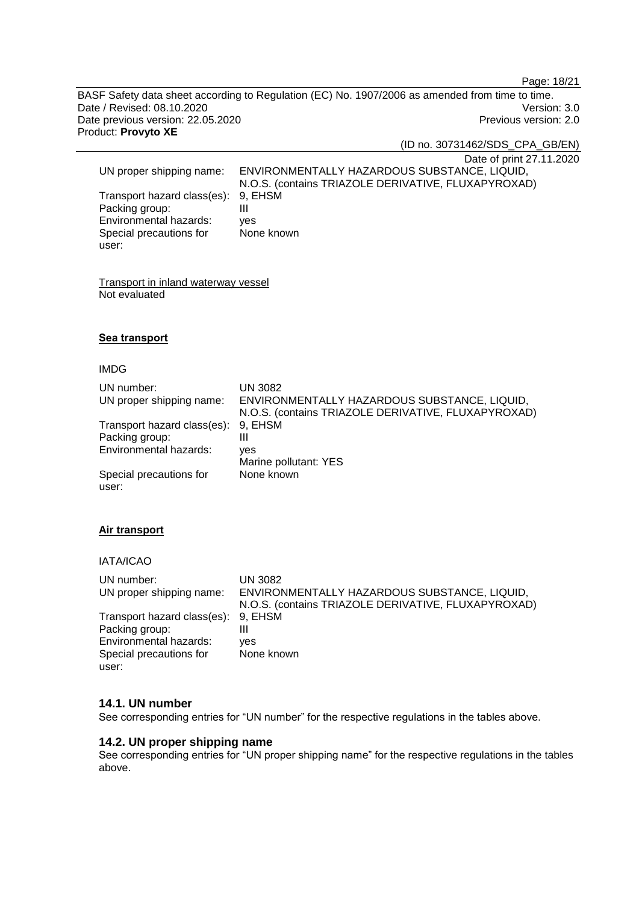| | |
|---|---|
| UN proper shipping name: | ENVIRONMENTALLY HAZARDOUS SUBSTANCE, LIQUID, N.O.S. (contains TRIAZOLE DERIVATIVE, FLUXAPYROXAD) |
| Transport hazard class(es): | 9, EHSM |
| Packing group: | III |
| Environmental hazards: | yes |
| Special precautions for user: | None known |

Transport in inland waterway vessel
Not evaluated

**Sea transport**

IMDG

| | |
|---|---|
| UN number: | UN 3082 |
| UN proper shipping name: | ENVIRONMENTALLY HAZARDOUS SUBSTANCE, LIQUID, N.O.S. (contains TRIAZOLE DERIVATIVE, FLUXAPYROXAD) |
| Transport hazard class(es): | 9, EHSM |
| Packing group: | III |
| Environmental hazards: | yes<br>Marine pollutant: YES |
| Special precautions for user: | None known |

**Air transport**

IATA/ICAO

| | |
|---|---|
| UN number: | UN 3082 |
| UN proper shipping name: | ENVIRONMENTALLY HAZARDOUS SUBSTANCE, LIQUID, N.O.S. (contains TRIAZOLE DERIVATIVE, FLUXAPYROXAD) |
| Transport hazard class(es): | 9, EHSM |
| Packing group: | III |
| Environmental hazards: | yes |
| Special precautions for user: | None known |

### 14.1. UN number

See corresponding entries for "UN number" for the respective regulations in the tables above.

### 14.2. UN proper shipping name

See corresponding entries for "UN proper shipping name" for the respective regulations in the tables above.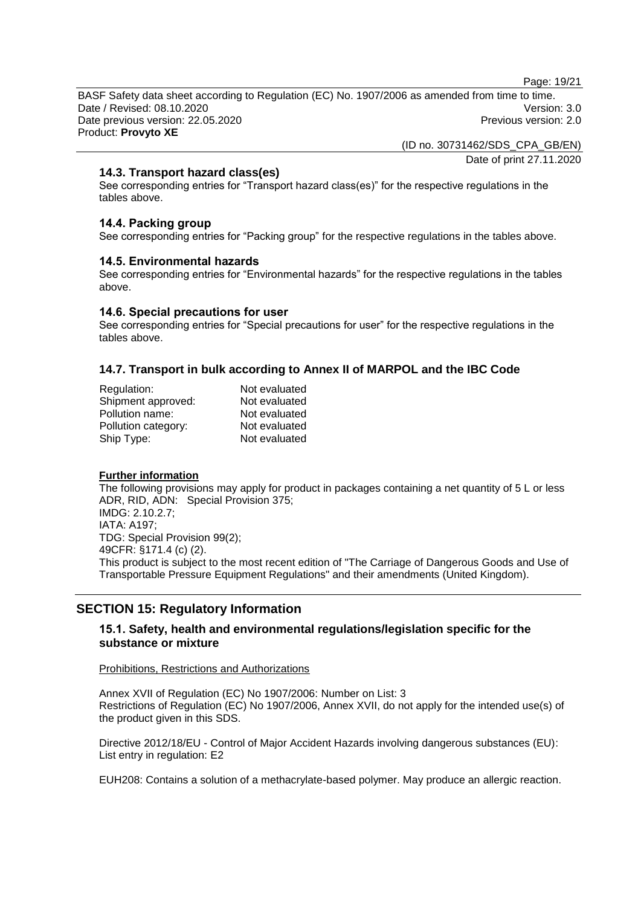### 14.3. Transport hazard class(es)

See corresponding entries for "Transport hazard class(es)" for the respective regulations in the tables above.

### 14.4. Packing group

See corresponding entries for "Packing group" for the respective regulations in the tables above.

### 14.5. Environmental hazards

See corresponding entries for "Environmental hazards" for the respective regulations in the tables above.

### 14.6. Special precautions for user

See corresponding entries for "Special precautions for user" for the respective regulations in the tables above.

### 14.7. Transport in bulk according to Annex II of MARPOL and the IBC Code

| | |
|---|---|
| Regulation: | Not evaluated |
| Shipment approved: | Not evaluated |
| Pollution name: | Not evaluated |
| Pollution category: | Not evaluated |
| Ship Type: | Not evaluated |

**Further information**

The following provisions may apply for product in packages containing a net quantity of 5 L or less
ADR, RID, ADN: Special Provision 375;
IMDG: 2.10.2.7;
IATA: A197;
TDG: Special Provision 99(2);
49CFR: §171.4 (c) (2).
This product is subject to the most recent edition of "The Carriage of Dangerous Goods and Use of Transportable Pressure Equipment Regulations" and their amendments (United Kingdom).

## SECTION 15: Regulatory Information

### 15.1. Safety, health and environmental regulations/legislation specific for the substance or mixture

Prohibitions, Restrictions and Authorizations

Annex XVII of Regulation (EC) No 1907/2006: Number on List: 3
Restrictions of Regulation (EC) No 1907/2006, Annex XVII, do not apply for the intended use(s) of the product given in this SDS.

Directive 2012/18/EU - Control of Major Accident Hazards involving dangerous substances (EU):
List entry in regulation: E2

EUH208: Contains a solution of a methacrylate-based polymer. May produce an allergic reaction.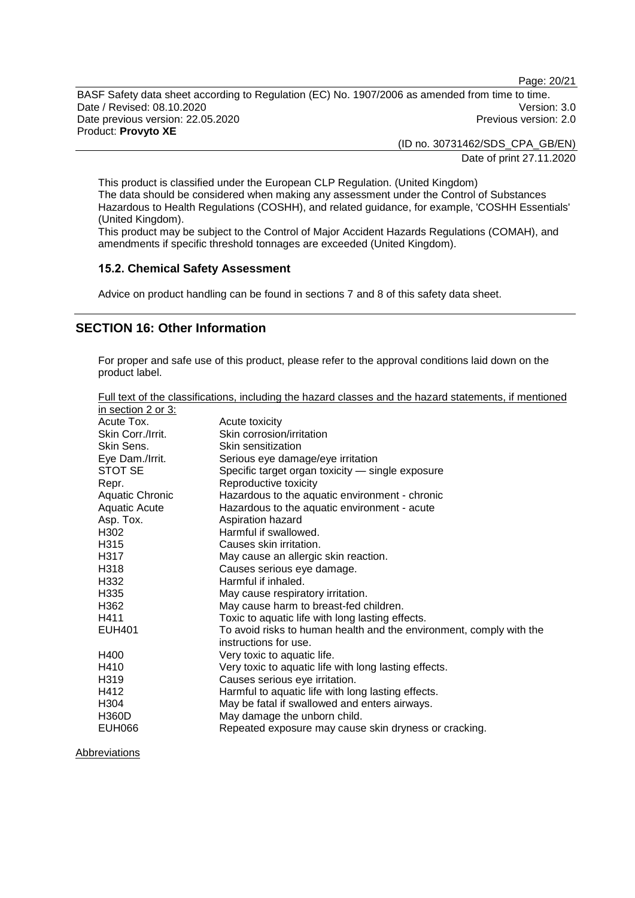This product is classified under the European CLP Regulation. (United Kingdom)
The data should be considered when making any assessment under the Control of Substances Hazardous to Health Regulations (COSHH), and related guidance, for example, 'COSHH Essentials' (United Kingdom).
This product may be subject to the Control of Major Accident Hazards Regulations (COMAH), and amendments if specific threshold tonnages are exceeded (United Kingdom).

### 15.2. Chemical Safety Assessment

Advice on product handling can be found in sections 7 and 8 of this safety data sheet.

## SECTION 16: Other Information

For proper and safe use of this product, please refer to the approval conditions laid down on the product label.

Full text of the classifications, including the hazard classes and the hazard statements, if mentioned in section 2 or 3:

| | |
|---|---|
| Acute Tox. | Acute toxicity |
| Skin Corr./Irrit. | Skin corrosion/irritation |
| Skin Sens. | Skin sensitization |
| Eye Dam./Irrit. | Serious eye damage/eye irritation |
| STOT SE | Specific target organ toxicity — single exposure |
| Repr. | Reproductive toxicity |
| Aquatic Chronic | Hazardous to the aquatic environment - chronic |
| Aquatic Acute | Hazardous to the aquatic environment - acute |
| Asp. Tox. | Aspiration hazard |
| H302 | Harmful if swallowed. |
| H315 | Causes skin irritation. |
| H317 | May cause an allergic skin reaction. |
| H318 | Causes serious eye damage. |
| H332 | Harmful if inhaled. |
| H335 | May cause respiratory irritation. |
| H362 | May cause harm to breast-fed children. |
| H411 | Toxic to aquatic life with long lasting effects. |
| EUH401 | To avoid risks to human health and the environment, comply with the instructions for use. |
| H400 | Very toxic to aquatic life. |
| H410 | Very toxic to aquatic life with long lasting effects. |
| H319 | Causes serious eye irritation. |
| H412 | Harmful to aquatic life with long lasting effects. |
| H304 | May be fatal if swallowed and enters airways. |
| H360D | May damage the unborn child. |
| EUH066 | Repeated exposure may cause skin dryness or cracking. |

Abbreviations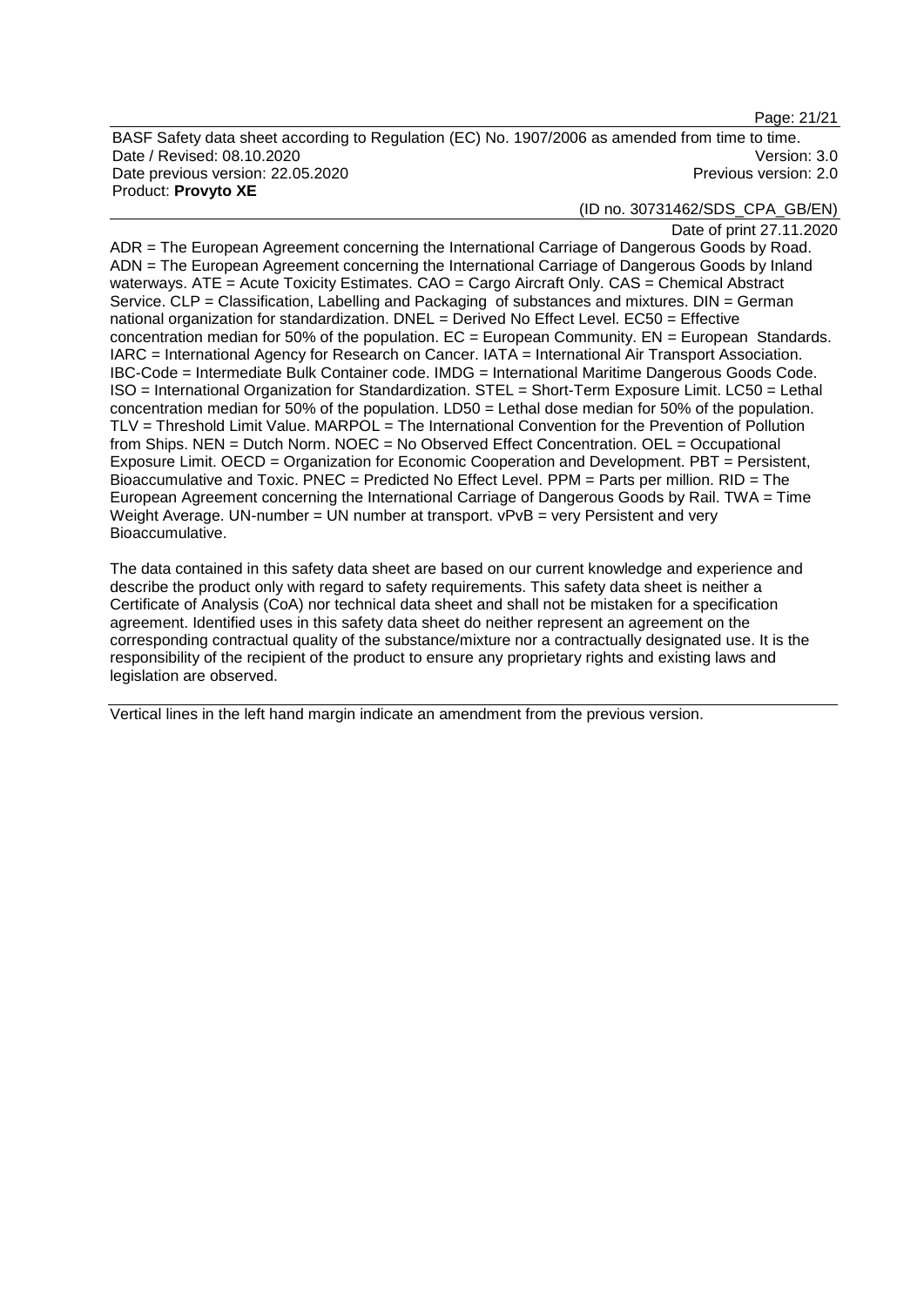ADR = The European Agreement concerning the International Carriage of Dangerous Goods by Road. ADN = The European Agreement concerning the International Carriage of Dangerous Goods by Inland waterways. ATE = Acute Toxicity Estimates. CAO = Cargo Aircraft Only. CAS = Chemical Abstract Service. CLP = Classification, Labelling and Packaging of substances and mixtures. DIN = German national organization for standardization. DNEL = Derived No Effect Level. EC50 = Effective concentration median for 50% of the population. EC = European Community. EN = European Standards. IARC = International Agency for Research on Cancer. IATA = International Air Transport Association. IBC-Code = Intermediate Bulk Container code. IMDG = International Maritime Dangerous Goods Code. ISO = International Organization for Standardization. STEL = Short-Term Exposure Limit. LC50 = Lethal concentration median for 50% of the population. LD50 = Lethal dose median for 50% of the population. TLV = Threshold Limit Value. MARPOL = The International Convention for the Prevention of Pollution from Ships. NEN = Dutch Norm. NOEC = No Observed Effect Concentration. OEL = Occupational Exposure Limit. OECD = Organization for Economic Cooperation and Development. PBT = Persistent, Bioaccumulative and Toxic. PNEC = Predicted No Effect Level. PPM = Parts per million. RID = The European Agreement concerning the International Carriage of Dangerous Goods by Rail. TWA = Time Weight Average. UN-number = UN number at transport. vPvB = very Persistent and very Bioaccumulative.

The data contained in this safety data sheet are based on our current knowledge and experience and describe the product only with regard to safety requirements. This safety data sheet is neither a Certificate of Analysis (CoA) nor technical data sheet and shall not be mistaken for a specification agreement. Identified uses in this safety data sheet do neither represent an agreement on the corresponding contractual quality of the substance/mixture nor a contractually designated use. It is the responsibility of the recipient of the product to ensure any proprietary rights and existing laws and legislation are observed.

---

Vertical lines in the left hand margin indicate an amendment from the previous version.